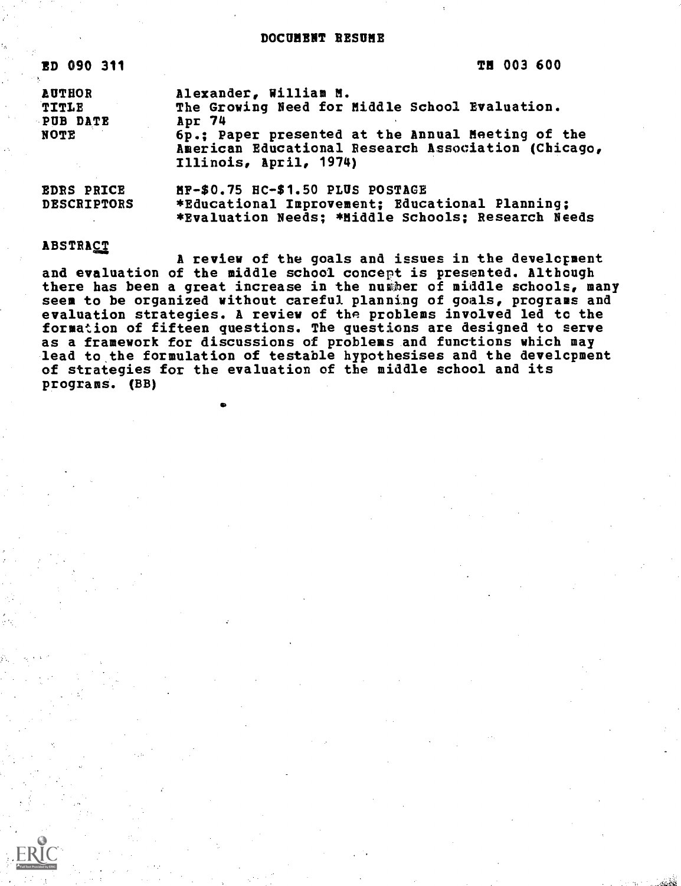# DOCUMENT RESUME

| | |
|---|---|
| ED 090 311 | TM 003 600 |
| AUTHOR | Alexander, William M. |
| TITLE | The Growing Need for Middle School Evaluation. |
| PUB DATE | Apr 74 |
| NOTE | 6p.; Paper presented at the Annual Meeting of the American Educational Research Association (Chicago, Illinois, April, 1974) |
| EDRS PRICE | MF-$0.75 HC-$1.50 PLUS POSTAGE |
| DESCRIPTORS | *Educational Improvement; Educational Planning; *Evaluation Needs; *Middle Schools; Research Needs |

ABSTRACT

A review of the goals and issues in the development and evaluation of the middle school concept is presented. Although there has been a great increase in the number of middle schools, many seem to be organized without careful planning of goals, programs and evaluation strategies. A review of the problems involved led to the formation of fifteen questions. The questions are designed to serve as a framework for discussions of problems and functions which may lead to the formulation of testable hypothesises and the development of strategies for the evaluation of the middle school and its programs. (BB)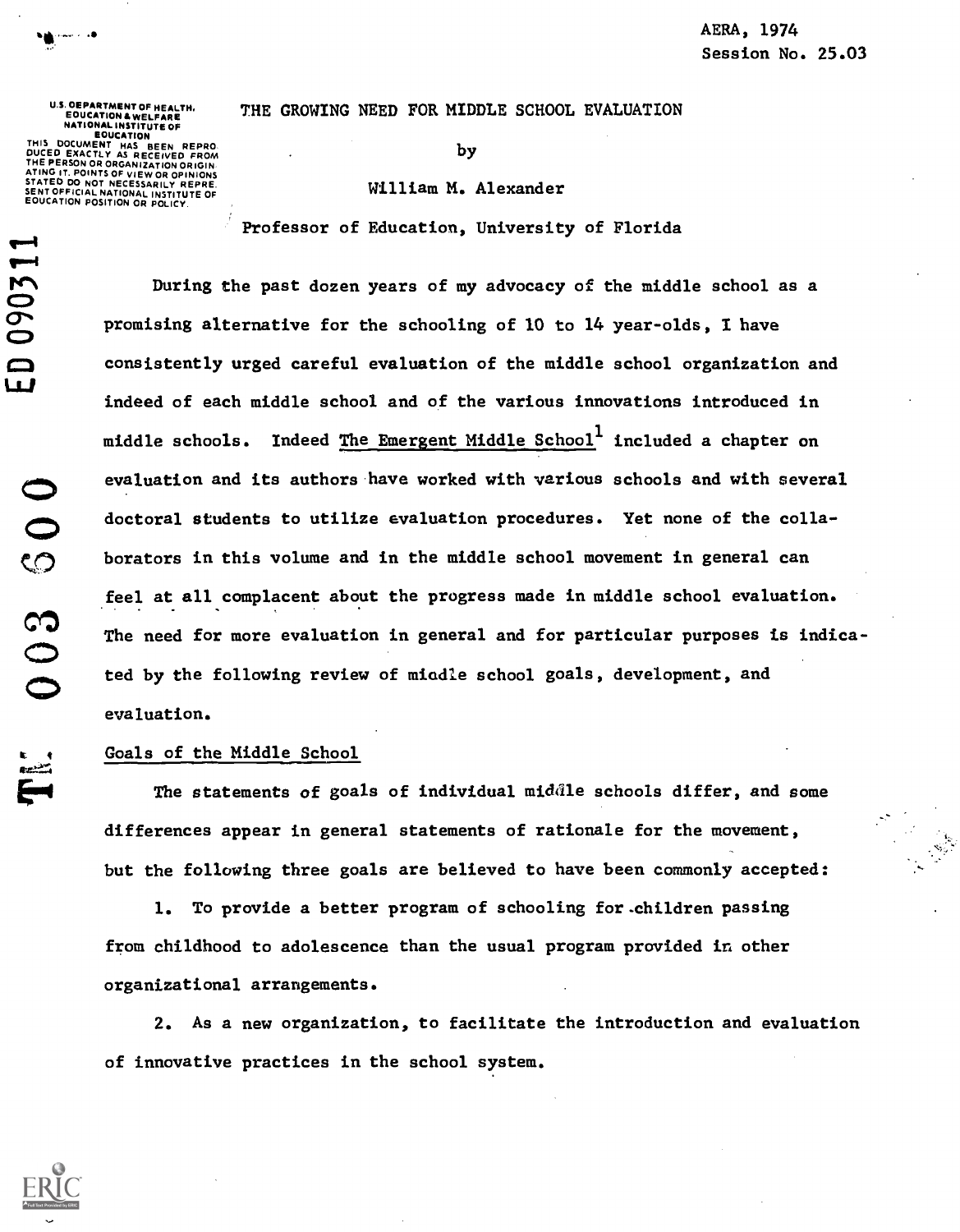AERA, 1974
Session No. 25.03

U.S. DEPARTMENT OF HEALTH, EDUCATION & WELFARE
NATIONAL INSTITUTE OF EDUCATION
THIS DOCUMENT HAS BEEN REPRODUCED EXACTLY AS RECEIVED FROM THE PERSON OR ORGANIZATION ORIGINATING IT. POINTS OF VIEW OR OPINIONS STATED DO NOT NECESSARILY REPRESENT OFFICIAL NATIONAL INSTITUTE OF EDUCATION POSITION OR POLICY.

ED 090311

# THE GROWING NEED FOR MIDDLE SCHOOL EVALUATION

by

William M. Alexander

Professor of Education, University of Florida

During the past dozen years of my advocacy of the middle school as a promising alternative for the schooling of 10 to 14 year-olds, I have consistently urged careful evaluation of the middle school organization and indeed of each middle school and of the various innovations introduced in middle schools. Indeed The Emergent Middle School[1] included a chapter on evaluation and its authors have worked with various schools and with several doctoral students to utilize evaluation procedures. Yet none of the collaborators in this volume and in the middle school movement in general can feel at all complacent about the progress made in middle school evaluation. The need for more evaluation in general and for particular purposes is indicated by the following review of middle school goals, development, and evaluation.

## Goals of the Middle School

The statements of goals of individual middle schools differ, and some differences appear in general statements of rationale for the movement, but the following three goals are believed to have been commonly accepted:

1. To provide a better program of schooling for children passing from childhood to adolescence than the usual program provided in other organizational arrangements.

2. As a new organization, to facilitate the introduction and evaluation of innovative practices in the school system.

TE 003 600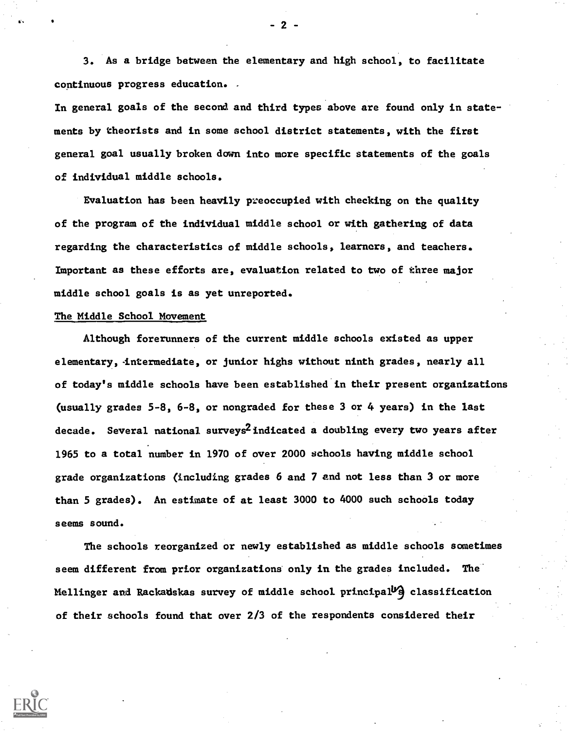3. As a bridge between the elementary and high school, to facilitate continuous progress education.

In general goals of the second and third types above are found only in statements by theorists and in some school district statements, with the first general goal usually broken down into more specific statements of the goals of individual middle schools.

Evaluation has been heavily preoccupied with checking on the quality of the program of the individual middle school or with gathering of data regarding the characteristics of middle schools, learners, and teachers. Important as these efforts are, evaluation related to two of three major middle school goals is as yet unreported.

The Middle School Movement

Although forerunners of the current middle schools existed as upper elementary, intermediate, or junior highs without ninth grades, nearly all of today's middle schools have been established in their present organizations (usually grades 5-8, 6-8, or nongraded for these 3 or 4 years) in the last decade. Several national surveys[2] indicated a doubling every two years after 1965 to a total number in 1970 of over 2000 schools having middle school grade organizations (including grades 6 and 7 and not less than 3 or more than 5 grades). An estimate of at least 3000 to 4000 such schools today seems sound.

The schools reorganized or newly established as middle schools sometimes seem different from prior organizations only in the grades included. The Mellinger and Rackauskas survey of middle school principals'[3] classification of their schools found that over 2/3 of the respondents considered their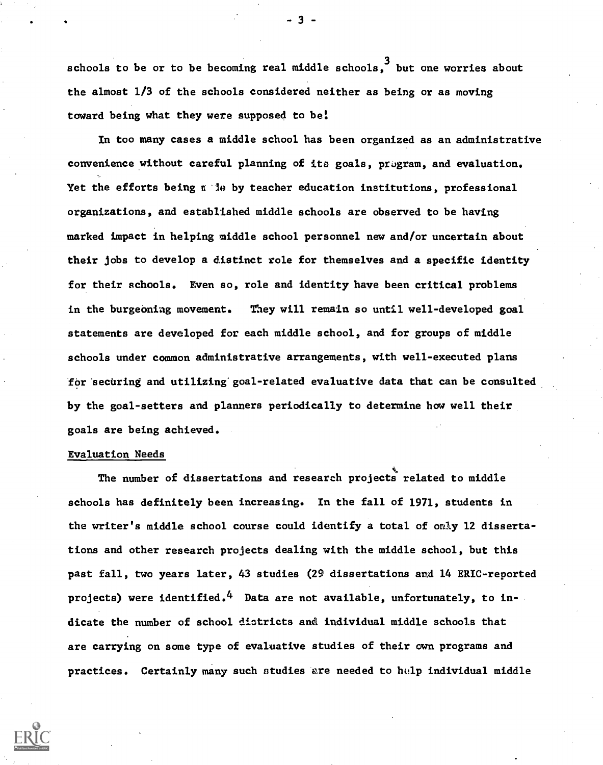schools to be or to be becoming real middle schools,[3] but one worries about the almost 1/3 of the schools considered neither as being or as moving toward being what they were supposed to be!

In too many cases a middle school has been organized as an administrative convenience without careful planning of its goals, program, and evaluation. Yet the efforts being made by teacher education institutions, professional organizations, and established middle schools are observed to be having marked impact in helping middle school personnel new and/or uncertain about their jobs to develop a distinct role for themselves and a specific identity for their schools. Even so, role and identity have been critical problems in the burgeoning movement. They will remain so until well-developed goal statements are developed for each middle school, and for groups of middle schools under common administrative arrangements, with well-executed plans for securing and utilizing goal-related evaluative data that can be consulted by the goal-setters and planners periodically to determine how well their goals are being achieved.

Evaluation Needs

The number of dissertations and research projects related to middle schools has definitely been increasing. In the fall of 1971, students in the writer's middle school course could identify a total of only 12 dissertations and other research projects dealing with the middle school, but this past fall, two years later, 43 studies (29 dissertations and 14 ERIC-reported projects) were identified.[4] Data are not available, unfortunately, to indicate the number of school districts and individual middle schools that are carrying on some type of evaluative studies of their own programs and practices. Certainly many such studies are needed to help individual middle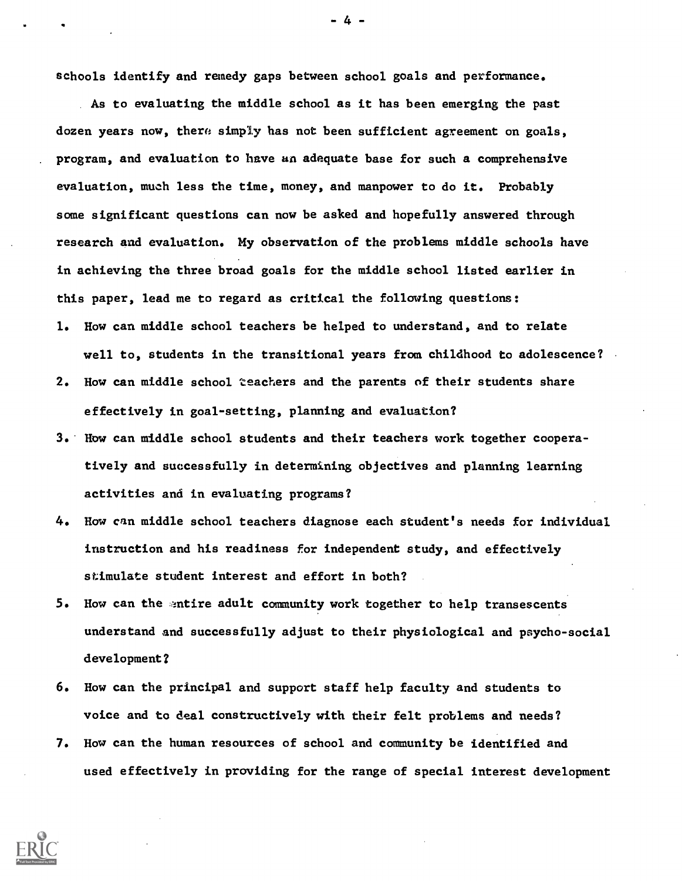schools identify and remedy gaps between school goals and performance.

As to evaluating the middle school as it has been emerging the past dozen years now, there simply has not been sufficient agreement on goals, program, and evaluation to have an adequate base for such a comprehensive evaluation, much less the time, money, and manpower to do it. Probably some significant questions can now be asked and hopefully answered through research and evaluation. My observation of the problems middle schools have in achieving the three broad goals for the middle school listed earlier in this paper, lead me to regard as critical the following questions:

1. How can middle school teachers be helped to understand, and to relate well to, students in the transitional years from childhood to adolescence?
2. How can middle school teachers and the parents of their students share effectively in goal-setting, planning and evaluation?
3. How can middle school students and their teachers work together cooperatively and successfully in determining objectives and planning learning activities and in evaluating programs?
4. How can middle school teachers diagnose each student's needs for individual instruction and his readiness for independent study, and effectively stimulate student interest and effort in both?
5. How can the entire adult community work together to help transescents understand and successfully adjust to their physiological and psycho-social development?
6. How can the principal and support staff help faculty and students to voice and to deal constructively with their felt problems and needs?
7. How can the human resources of school and community be identified and used effectively in providing for the range of special interest development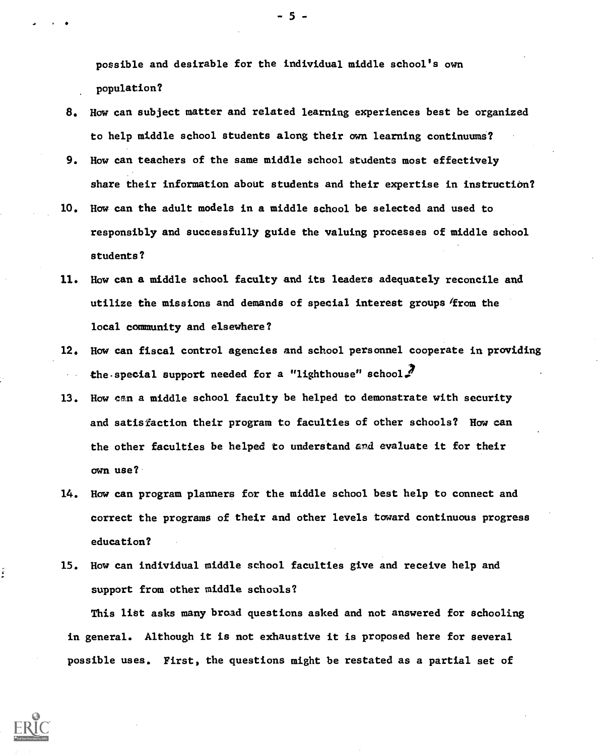possible and desirable for the individual middle school's own population?

8. How can subject matter and related learning experiences best be organized to help middle school students along their own learning continuums?
9. How can teachers of the same middle school students most effectively share their information about students and their expertise in instruction?
10. How can the adult models in a middle school be selected and used to responsibly and successfully guide the valuing processes of middle school students?
11. How can a middle school faculty and its leaders adequately reconcile and utilize the missions and demands of special interest groups from the local community and elsewhere?
12. How can fiscal control agencies and school personnel cooperate in providing the special support needed for a "lighthouse" school?
13. How can a middle school faculty be helped to demonstrate with security and satisfaction their program to faculties of other schools? How can the other faculties be helped to understand and evaluate it for their own use?
14. How can program planners for the middle school best help to connect and correct the programs of their and other levels toward continuous progress education?
15. How can individual middle school faculties give and receive help and support from other middle schools?

This list asks many broad questions asked and not answered for schooling in general. Although it is not exhaustive it is proposed here for several possible uses. First, the questions might be restated as a partial set of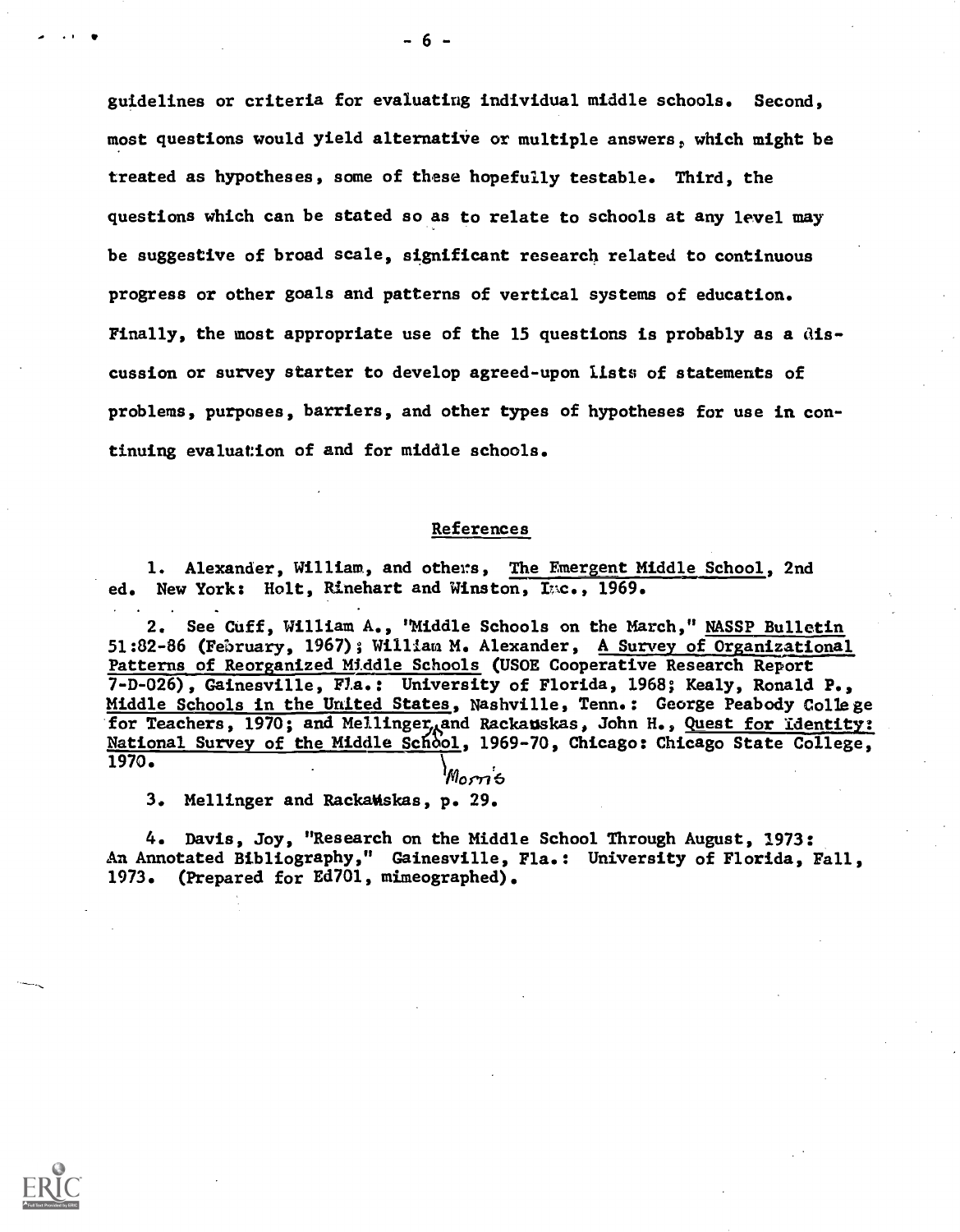guidelines or criteria for evaluating individual middle schools. Second, most questions would yield alternative or multiple answers, which might be treated as hypotheses, some of these hopefully testable. Third, the questions which can be stated so as to relate to schools at any level may be suggestive of broad scale, significant research related to continuous progress or other goals and patterns of vertical systems of education. Finally, the most appropriate use of the 15 questions is probably as a discussion or survey starter to develop agreed-upon lists of statements of problems, purposes, barriers, and other types of hypotheses for use in continuing evaluation of and for middle schools.

## References

1. Alexander, William, and others, The Emergent Middle School, 2nd ed. New York: Holt, Rinehart and Winston, Inc., 1969.

2. See Cuff, William A., "Middle Schools on the March," NASSP Bulletin 51:82-86 (February, 1967); William M. Alexander, A Survey of Organizational Patterns of Reorganized Middle Schools (USOE Cooperative Research Report 7-D-026), Gainesville, Fla.: University of Florida, 1968; Kealy, Ronald P., Middle Schools in the United States, Nashville, Tenn.: George Peabody College for Teachers, 1970; and Mellinger, Morris and Rackauskas, John H., Quest for Identity: National Survey of the Middle School, 1969-70, Chicago: Chicago State College, 1970.

3. Mellinger and Rackauskas, p. 29.

4. Davis, Joy, "Research on the Middle School Through August, 1973: An Annotated Bibliography," Gainesville, Fla.: University of Florida, Fall, 1973. (Prepared for Ed701, mimeographed).